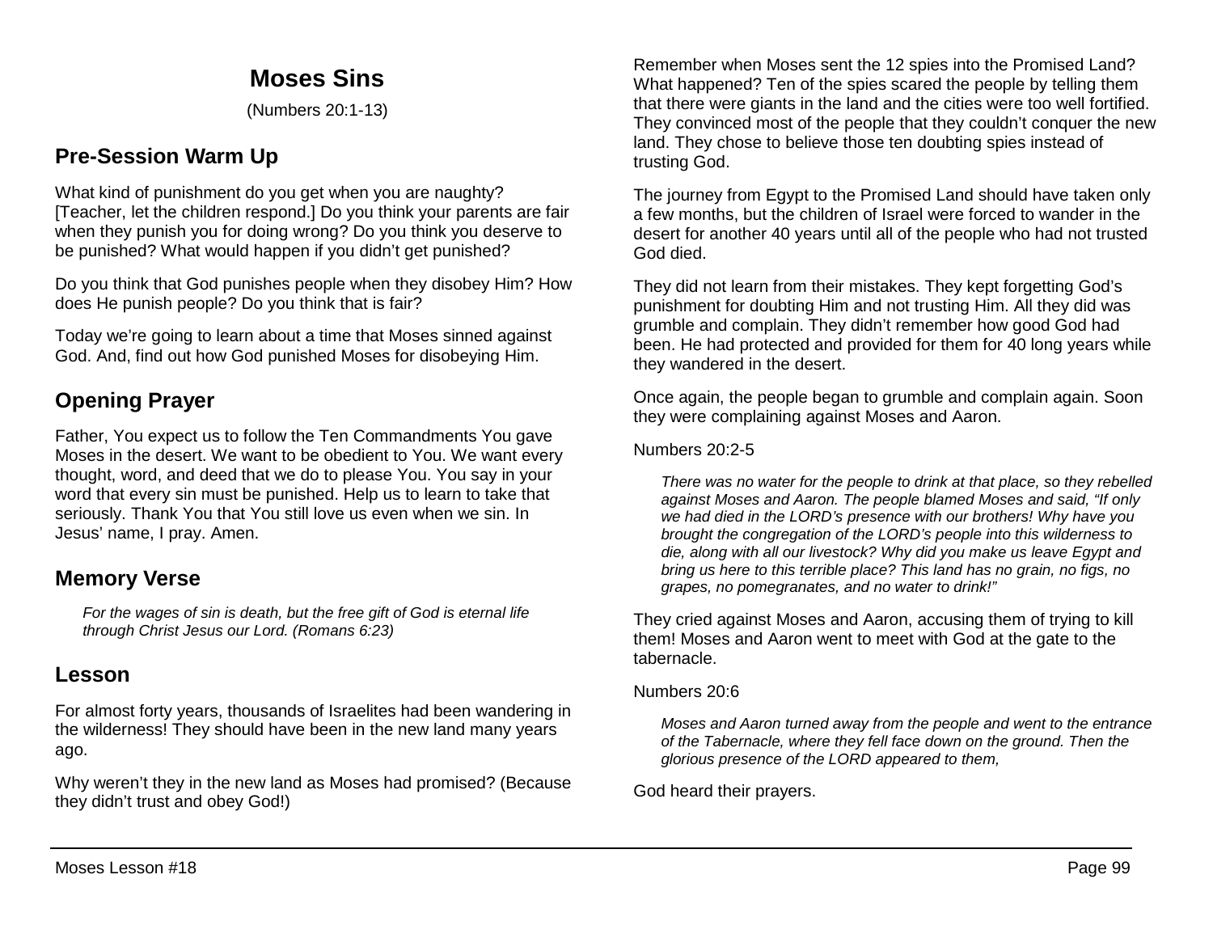# Moses Sins

(Numbers 20:1-13)

## Pre-Session Warm Up

What kind of punishment do you get when you are naughty? [Teacher, let the children respond.] Do you think your parents are fair when they punish you for doing wrong? Do you think you deserve to be punished? What would happen if you didn't get punished?

Do you think that God punishes people when they disobey Him? How does He punish people? Do you think that is fair?

Today we're going to learn about a time that Moses sinned against God. And, find out how God punished Moses for disobeying Him.

## Opening Prayer

Father, You expect us to follow the Ten Commandments You gave Moses in the desert. We want to be obedient to You. We want every thought, word, and deed that we do to please You. You say in your word that every sin must be punished. Help us to learn to take that seriously. Thank You that You still love us even when we sin. In Jesus' name, I pray. Amen.

## Memory Verse

> *For the wages of sin is death, but the free gift of God is eternal life through Christ Jesus our Lord. (Romans 6:23)*

## Lesson

For almost forty years, thousands of Israelites had been wandering in the wilderness! They should have been in the new land many years ago.

Why weren't they in the new land as Moses had promised? (Because they didn't trust and obey God!)

Remember when Moses sent the 12 spies into the Promised Land? What happened? Ten of the spies scared the people by telling them that there were giants in the land and the cities were too well fortified. They convinced most of the people that they couldn't conquer the new land. They chose to believe those ten doubting spies instead of trusting God.

The journey from Egypt to the Promised Land should have taken only a few months, but the children of Israel were forced to wander in the desert for another 40 years until all of the people who had not trusted God died.

They did not learn from their mistakes. They kept forgetting God's punishment for doubting Him and not trusting Him. All they did was grumble and complain. They didn't remember how good God had been. He had protected and provided for them for 40 long years while they wandered in the desert.

Once again, the people began to grumble and complain again. Soon they were complaining against Moses and Aaron.

Numbers 20:2-5

> *There was no water for the people to drink at that place, so they rebelled against Moses and Aaron. The people blamed Moses and said, "If only we had died in the LORD's presence with our brothers! Why have you brought the congregation of the LORD's people into this wilderness to die, along with all our livestock? Why did you make us leave Egypt and bring us here to this terrible place? This land has no grain, no figs, no grapes, no pomegranates, and no water to drink!"*

They cried against Moses and Aaron, accusing them of trying to kill them! Moses and Aaron went to meet with God at the gate to the tabernacle.

Numbers 20:6

> *Moses and Aaron turned away from the people and went to the entrance of the Tabernacle, where they fell face down on the ground. Then the glorious presence of the LORD appeared to them,*

God heard their prayers.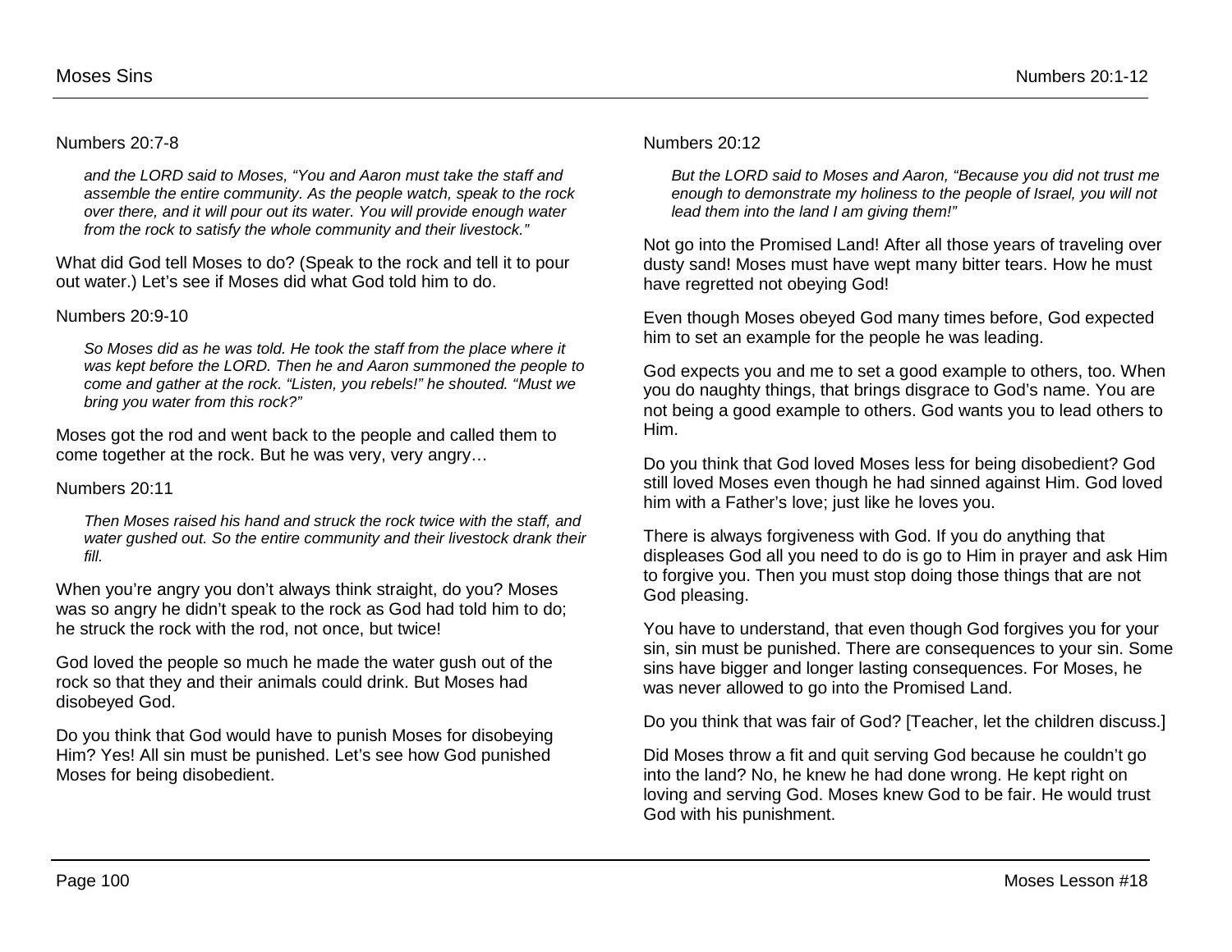Numbers 20:7-8

> *and the LORD said to Moses, "You and Aaron must take the staff and assemble the entire community. As the people watch, speak to the rock over there, and it will pour out its water. You will provide enough water from the rock to satisfy the whole community and their livestock."*

What did God tell Moses to do? (Speak to the rock and tell it to pour out water.) Let's see if Moses did what God told him to do.

Numbers 20:9-10

> *So Moses did as he was told. He took the staff from the place where it was kept before the LORD. Then he and Aaron summoned the people to come and gather at the rock. "Listen, you rebels!" he shouted. "Must we bring you water from this rock?"*

Moses got the rod and went back to the people and called them to come together at the rock. But he was very, very angry…

Numbers 20:11

> *Then Moses raised his hand and struck the rock twice with the staff, and water gushed out. So the entire community and their livestock drank their fill.*

When you're angry you don't always think straight, do you? Moses was so angry he didn't speak to the rock as God had told him to do; he struck the rock with the rod, not once, but twice!

God loved the people so much he made the water gush out of the rock so that they and their animals could drink. But Moses had disobeyed God.

Do you think that God would have to punish Moses for disobeying Him? Yes! All sin must be punished. Let's see how God punished Moses for being disobedient.

Numbers 20:12

> *But the LORD said to Moses and Aaron, "Because you did not trust me enough to demonstrate my holiness to the people of Israel, you will not lead them into the land I am giving them!"*

Not go into the Promised Land! After all those years of traveling over dusty sand! Moses must have wept many bitter tears. How he must have regretted not obeying God!

Even though Moses obeyed God many times before, God expected him to set an example for the people he was leading.

God expects you and me to set a good example to others, too. When you do naughty things, that brings disgrace to God's name. You are not being a good example to others. God wants you to lead others to Him.

Do you think that God loved Moses less for being disobedient? God still loved Moses even though he had sinned against Him. God loved him with a Father's love; just like he loves you.

There is always forgiveness with God. If you do anything that displeases God all you need to do is go to Him in prayer and ask Him to forgive you. Then you must stop doing those things that are not God pleasing.

You have to understand, that even though God forgives you for your sin, sin must be punished. There are consequences to your sin. Some sins have bigger and longer lasting consequences. For Moses, he was never allowed to go into the Promised Land.

Do you think that was fair of God? [Teacher, let the children discuss.]

Did Moses throw a fit and quit serving God because he couldn't go into the land? No, he knew he had done wrong. He kept right on loving and serving God. Moses knew God to be fair. He would trust God with his punishment.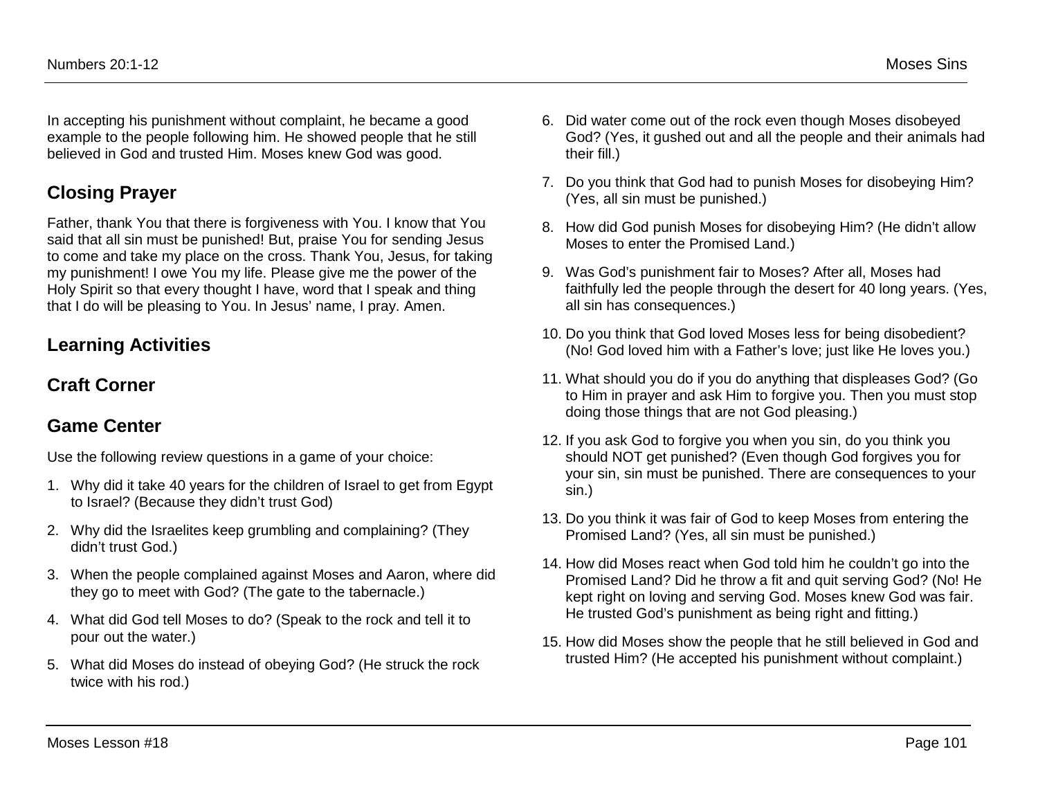In accepting his punishment without complaint, he became a good example to the people following him. He showed people that he still believed in God and trusted Him. Moses knew God was good.

## Closing Prayer

Father, thank You that there is forgiveness with You. I know that You said that all sin must be punished! But, praise You for sending Jesus to come and take my place on the cross. Thank You, Jesus, for taking my punishment! I owe You my life. Please give me the power of the Holy Spirit so that every thought I have, word that I speak and thing that I do will be pleasing to You. In Jesus' name, I pray. Amen.

## Learning Activities

## Craft Corner

## Game Center

Use the following review questions in a game of your choice:

1. Why did it take 40 years for the children of Israel to get from Egypt to Israel? (Because they didn't trust God)
2. Why did the Israelites keep grumbling and complaining? (They didn't trust God.)
3. When the people complained against Moses and Aaron, where did they go to meet with God? (The gate to the tabernacle.)
4. What did God tell Moses to do? (Speak to the rock and tell it to pour out the water.)
5. What did Moses do instead of obeying God? (He struck the rock twice with his rod.)
6. Did water come out of the rock even though Moses disobeyed God? (Yes, it gushed out and all the people and their animals had their fill.)
7. Do you think that God had to punish Moses for disobeying Him? (Yes, all sin must be punished.)
8. How did God punish Moses for disobeying Him? (He didn't allow Moses to enter the Promised Land.)
9. Was God's punishment fair to Moses? After all, Moses had faithfully led the people through the desert for 40 long years. (Yes, all sin has consequences.)
10. Do you think that God loved Moses less for being disobedient? (No! God loved him with a Father's love; just like He loves you.)
11. What should you do if you do anything that displeases God? (Go to Him in prayer and ask Him to forgive you. Then you must stop doing those things that are not God pleasing.)
12. If you ask God to forgive you when you sin, do you think you should NOT get punished? (Even though God forgives you for your sin, sin must be punished. There are consequences to your sin.)
13. Do you think it was fair of God to keep Moses from entering the Promised Land? (Yes, all sin must be punished.)
14. How did Moses react when God told him he couldn't go into the Promised Land? Did he throw a fit and quit serving God? (No! He kept right on loving and serving God. Moses knew God was fair. He trusted God's punishment as being right and fitting.)
15. How did Moses show the people that he still believed in God and trusted Him? (He accepted his punishment without complaint.)